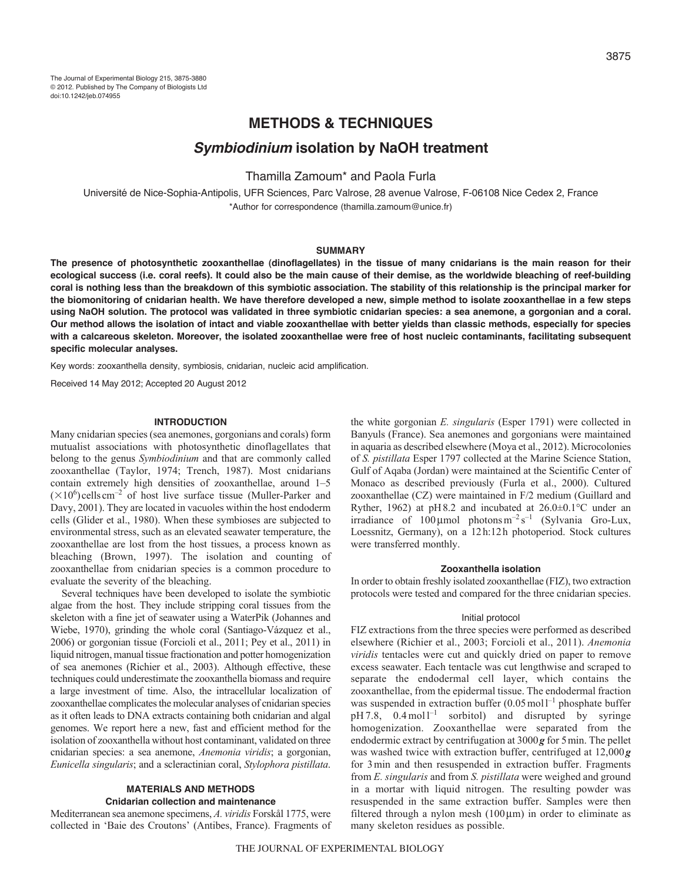# METHODS & TECHNIQUES

## *Symbiodinium* isolation by NaOH treatment

Thamilla Zamoum* and Paola Furla

Université de Nice-Sophia-Antipolis, UFR Sciences, Parc Valrose, 28 avenue Valrose, F-06108 Nice Cedex 2, France

*Author for correspondence (thamilla.zamoum@unice.fr)

### SUMMARY

**The presence of photosynthetic zooxanthellae (dinoflagellates) in the tissue of many cnidarians is the main reason for their ecological success (i.e. coral reefs). It could also be the main cause of their demise, as the worldwide bleaching of reef-building coral is nothing less than the breakdown of this symbiotic association. The stability of this relationship is the principal marker for the biomonitoring of cnidarian health. We have therefore developed a new, simple method to isolate zooxanthellae in a few steps using NaOH solution. The protocol was validated in three symbiotic cnidarian species: a sea anemone, a gorgonian and a coral. Our method allows the isolation of intact and viable zooxanthellae with better yields than classic methods, especially for species with a calcareous skeleton. Moreover, the isolated zooxanthellae were free of host nucleic contaminants, facilitating subsequent specific molecular analyses.**

Key words: zooxanthella density, symbiosis, cnidarian, nucleic acid amplification.

Received 14 May 2012; Accepted 20 August 2012

### INTRODUCTION

Many cnidarian species (sea anemones, gorgonians and corals) form mutualist associations with photosynthetic dinoflagellates that belong to the genus *Symbiodinium* and that are commonly called zooxanthellae (Taylor, 1974; Trench, 1987). Most cnidarians contain extremely high densities of zooxanthellae, around 1–5 ($\times 10^6$) cells cm$^{-2}$ of host live surface tissue (Muller-Parker and Davy, 2001). They are located in vacuoles within the host endoderm cells (Glider et al., 1980). When these symbioses are subjected to environmental stress, such as an elevated seawater temperature, the zooxanthellae are lost from the host tissues, a process known as bleaching (Brown, 1997). The isolation and counting of zooxanthellae from cnidarian species is a common procedure to evaluate the severity of the bleaching.

Several techniques have been developed to isolate the symbiotic algae from the host. They include stripping coral tissues from the skeleton with a fine jet of seawater using a WaterPik (Johannes and Wiebe, 1970), grinding the whole coral (Santiago-Vázquez et al., 2006) or gorgonian tissue (Forcioli et al., 2011; Pey et al., 2011) in liquid nitrogen, manual tissue fractionation and potter homogenization of sea anemones (Richier et al., 2003). Although effective, these techniques could underestimate the zooxanthella biomass and require a large investment of time. Also, the intracellular localization of zooxanthellae complicates the molecular analyses of cnidarian species as it often leads to DNA extracts containing both cnidarian and algal genomes. We report here a new, fast and efficient method for the isolation of zooxanthella without host contaminant, validated on three cnidarian species: a sea anemone, *Anemonia viridis*; a gorgonian, *Eunicella singularis*; and a scleractinian coral, *Stylophora pistillata*.

### MATERIALS AND METHODS

#### Cnidarian collection and maintenance

Mediterranean sea anemone specimens, *A. viridis* Forskål 1775, were collected in 'Baie des Croutons' (Antibes, France). Fragments of the white gorgonian *E. singularis* (Esper 1791) were collected in Banyuls (France). Sea anemones and gorgonians were maintained in aquaria as described elsewhere (Moya et al., 2012). Microcolonies of *S. pistillata* Esper 1797 collected at the Marine Science Station, Gulf of Aqaba (Jordan) were maintained at the Scientific Center of Monaco as described previously (Furla et al., 2000). Cultured zooxanthellae (CZ) were maintained in F/2 medium (Guillard and Ryther, 1962) at pH 8.2 and incubated at 26.0±0.1°C under an irradiance of 100 μmol photons m$^{-2}$ s$^{-1}$ (Sylvania Gro-Lux, Loessnitz, Germany), on a 12 h:12 h photoperiod. Stock cultures were transferred monthly.

#### Zooxanthella isolation

In order to obtain freshly isolated zooxanthellae (FIZ), two extraction protocols were tested and compared for the three cnidarian species.

##### Initial protocol

FIZ extractions from the three species were performed as described elsewhere (Richier et al., 2003; Forcioli et al., 2011). *Anemonia viridis* tentacles were cut and quickly dried on paper to remove excess seawater. Each tentacle was cut lengthwise and scraped to separate the endodermal cell layer, which contains the zooxanthellae, from the epidermal tissue. The endodermal fraction was suspended in extraction buffer (0.05 mol l$^{-1}$ phosphate buffer pH 7.8, 0.4 mol l$^{-1}$ sorbitol) and disrupted by syringe homogenization. Zooxanthellae were separated from the endodermic extract by centrifugation at 3000 ***g*** for 5 min. The pellet was washed twice with extraction buffer, centrifuged at 12,000 ***g*** for 3 min and then resuspended in extraction buffer. Fragments from *E. singularis* and from *S. pistillata* were weighed and ground in a mortar with liquid nitrogen. The resulting powder was resuspended in the same extraction buffer. Samples were then filtered through a nylon mesh (100 μm) in order to eliminate as many skeleton residues as possible.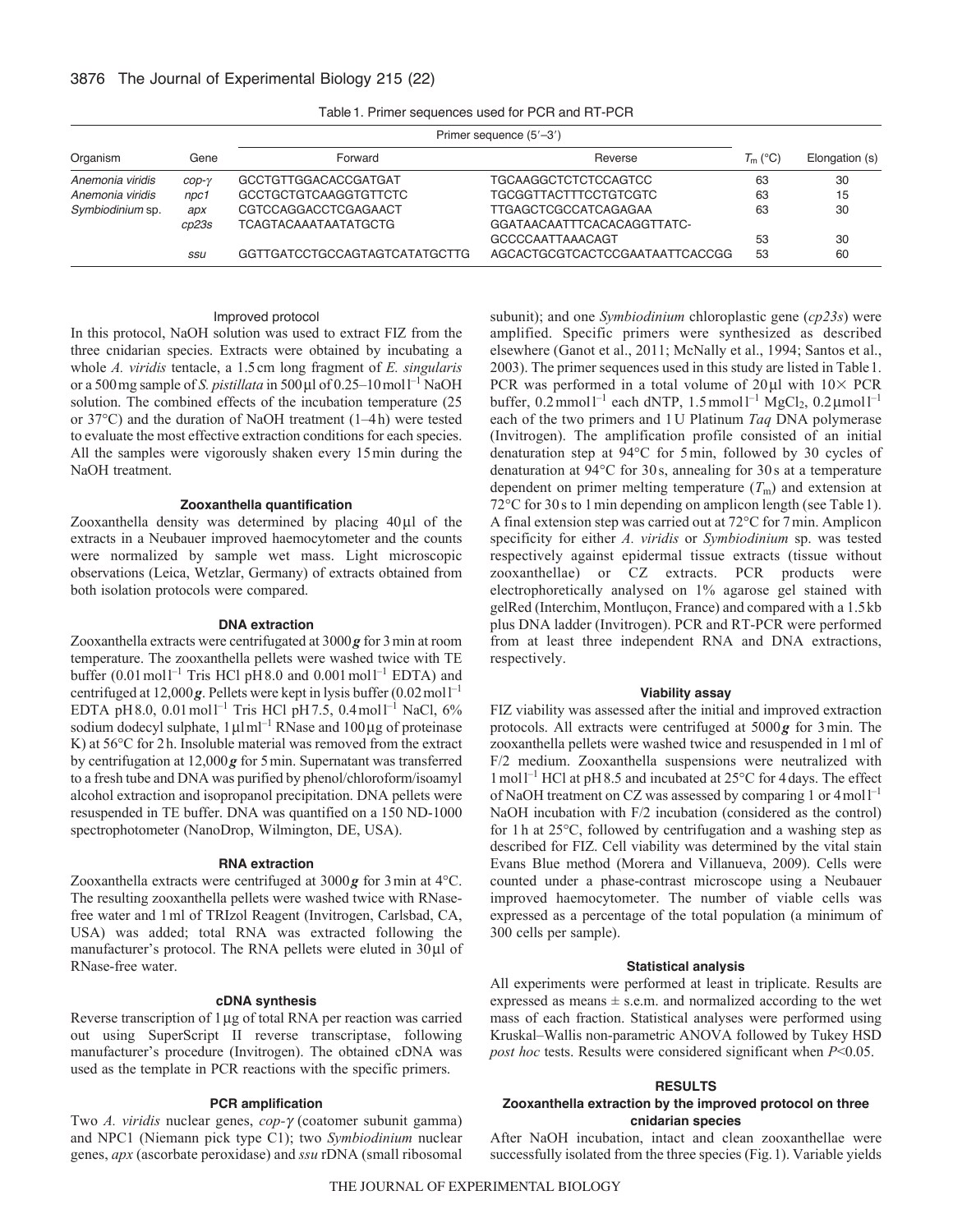Table 1. Primer sequences used for PCR and RT-PCR

| Organism | Gene | Primer sequence (5′–3′) Forward | Reverse | $T_m$ (°C) | Elongation (s) |
|---|---|---|---|---|---|
| *Anemonia viridis* | *cop-γ* | GCCTGTTGGACACCGATGAT | TGCAAGGCTCTCTCCAGTCC | 63 | 30 |
| *Anemonia viridis* | *npc1* | GCCTGCTGTCAAGGTGTTCTC | TGCGGTTACTTTCCTGTCGTC | 63 | 15 |
| *Symbiodinium* sp. | *apx* | CGTCCAGGACCTCGAGAACT | TTGAGCTCGCCATCAGAGAA | 63 | 30 |
| | *cp23s* | TCAGTACAAATAATATGCTG | GGATAACAATTTCACACAGGTTATC-GCCCCAATTAAACAGT | 53 | 30 |
| | *ssu* | GGTTGATCCTGCCAGTAGTCATATGCTTG | AGCACTGCGTCACTCCGAATAATTCACCGG | 53 | 60 |

Improved protocol

In this protocol, NaOH solution was used to extract FIZ from the three cnidarian species. Extracts were obtained by incubating a whole *A. viridis* tentacle, a 1.5 cm long fragment of *E. singularis* or a 500 mg sample of *S. pistillata* in 500 μl of 0.25–10 mol $l^{-1}$ NaOH solution. The combined effects of the incubation temperature (25 or 37°C) and the duration of NaOH treatment (1–4 h) were tested to evaluate the most effective extraction conditions for each species. All the samples were vigorously shaken every 15 min during the NaOH treatment.

#### Zooxanthella quantification

Zooxanthella density was determined by placing 40 μl of the extracts in a Neubauer improved haemocytometer and the counts were normalized by sample wet mass. Light microscopic observations (Leica, Wetzlar, Germany) of extracts obtained from both isolation protocols were compared.

#### DNA extraction

Zooxanthella extracts were centrifugated at 3000 ***g*** for 3 min at room temperature. The zooxanthella pellets were washed twice with TE buffer (0.01 mol $l^{-1}$ Tris HCl pH 8.0 and 0.001 mol $l^{-1}$ EDTA) and centrifuged at 12,000 ***g***. Pellets were kept in lysis buffer (0.02 mol $l^{-1}$ EDTA pH 8.0, 0.01 mol $l^{-1}$ Tris HCl pH 7.5, 0.4 mol $l^{-1}$ NaCl, 6% sodium dodecyl sulphate, 1 μl $ml^{-1}$ RNase and 100 μg of proteinase K) at 56°C for 2 h. Insoluble material was removed from the extract by centrifugation at 12,000 ***g*** for 5 min. Supernatant was transferred to a fresh tube and DNA was purified by phenol/chloroform/isoamyl alcohol extraction and isopropanol precipitation. DNA pellets were resuspended in TE buffer. DNA was quantified on a 150 ND-1000 spectrophotometer (NanoDrop, Wilmington, DE, USA).

#### RNA extraction

Zooxanthella extracts were centrifuged at 3000 ***g*** for 3 min at 4°C. The resulting zooxanthella pellets were washed twice with RNase-free water and 1 ml of TRIzol Reagent (Invitrogen, Carlsbad, CA, USA) was added; total RNA was extracted following the manufacturer's protocol. The RNA pellets were eluted in 30 μl of RNase-free water.

#### cDNA synthesis

Reverse transcription of 1 μg of total RNA per reaction was carried out using SuperScript II reverse transcriptase, following manufacturer's procedure (Invitrogen). The obtained cDNA was used as the template in PCR reactions with the specific primers.

#### PCR amplification

Two *A. viridis* nuclear genes, *cop-γ* (coatomer subunit gamma) and NPC1 (Niemann pick type C1); two *Symbiodinium* nuclear genes, *apx* (ascorbate peroxidase) and *ssu* rDNA (small ribosomal subunit); and one *Symbiodinium* chloroplastic gene (*cp23s*) were amplified. Specific primers were synthesized as described elsewhere (Ganot et al., 2011; McNally et al., 1994; Santos et al., 2003). The primer sequences used in this study are listed in Table 1. PCR was performed in a total volume of 20 μl with 10× PCR buffer, 0.2 mmol $l^{-1}$ each dNTP, 1.5 mmol $l^{-1}$ $MgCl_2$, 0.2 μmol $l^{-1}$ each of the two primers and 1 U Platinum *Taq* DNA polymerase (Invitrogen). The amplification profile consisted of an initial denaturation step at 94°C for 5 min, followed by 30 cycles of denaturation at 94°C for 30 s, annealing for 30 s at a temperature dependent on primer melting temperature ($T_m$) and extension at 72°C for 30 s to 1 min depending on amplicon length (see Table 1). A final extension step was carried out at 72°C for 7 min. Amplicon specificity for either *A. viridis* or *Symbiodinium* sp. was tested respectively against epidermal tissue extracts (tissue without zooxanthellae) or CZ extracts. PCR products were electrophoretically analysed on 1% agarose gel stained with gelRed (Interchim, Montluçon, France) and compared with a 1.5 kb plus DNA ladder (Invitrogen). PCR and RT-PCR were performed from at least three independent RNA and DNA extractions, respectively.

#### Viability assay

FIZ viability was assessed after the initial and improved extraction protocols. All extracts were centrifuged at 5000 ***g*** for 3 min. The zooxanthella pellets were washed twice and resuspended in 1 ml of F/2 medium. Zooxanthella suspensions were neutralized with 1 mol $l^{-1}$ HCl at pH 8.5 and incubated at 25°C for 4 days. The effect of NaOH treatment on CZ was assessed by comparing 1 or 4 mol $l^{-1}$ NaOH incubation with F/2 incubation (considered as the control) for 1 h at 25°C, followed by centrifugation and a washing step as described for FIZ. Cell viability was determined by the vital stain Evans Blue method (Morera and Villanueva, 2009). Cells were counted under a phase-contrast microscope using a Neubauer improved haemocytometer. The number of viable cells was expressed as a percentage of the total population (a minimum of 300 cells per sample).

#### Statistical analysis

All experiments were performed at least in triplicate. Results are expressed as means ± s.e.m. and normalized according to the wet mass of each fraction. Statistical analyses were performed using Kruskal–Wallis non-parametric ANOVA followed by Tukey HSD *post hoc* tests. Results were considered significant when $P<0.05$.

## RESULTS

### Zooxanthella extraction by the improved protocol on three cnidarian species

After NaOH incubation, intact and clean zooxanthellae were successfully isolated from the three species (Fig. 1). Variable yields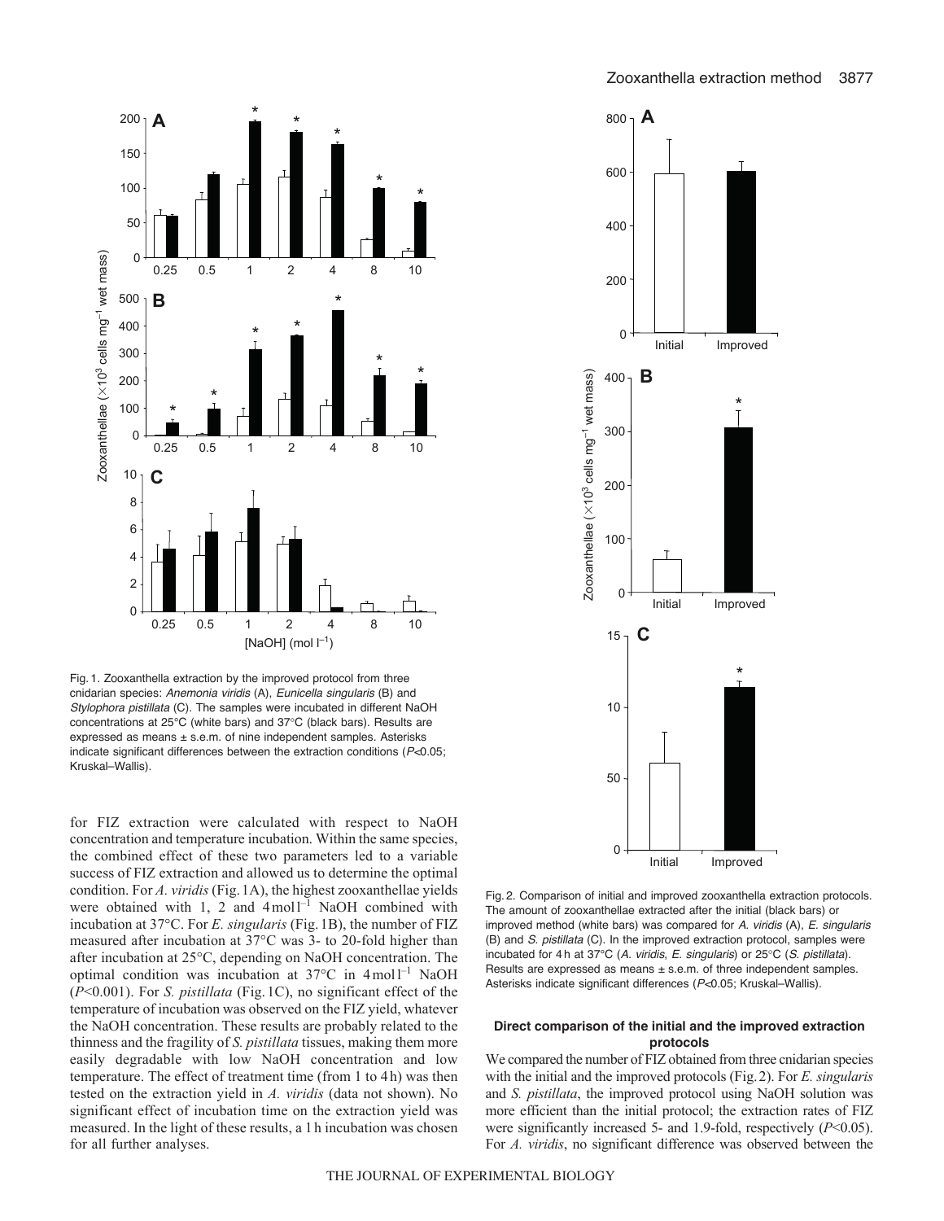Fig. 1. Zooxanthella extraction by the improved protocol from three cnidarian species: *Anemonia viridis* (A), *Eunicella singularis* (B) and *Stylophora pistillata* (C). The samples were incubated in different NaOH concentrations at 25°C (white bars) and 37°C (black bars). Results are expressed as means ± s.e.m. of nine independent samples. Asterisks indicate significant differences between the extraction conditions ($P$<0.05; Kruskal–Wallis).

Fig. 2. Comparison of initial and improved zooxanthella extraction protocols. The amount of zooxanthellae extracted after the initial (black bars) or improved method (white bars) was compared for *A. viridis* (A), *E. singularis* (B) and *S. pistillata* (C). In the improved extraction protocol, samples were incubated for 4 h at 37°C (*A. viridis*, *E. singularis*) or 25°C (*S. pistillata*). Results are expressed as means ± s.e.m. of three independent samples. Asterisks indicate significant differences ($P$<0.05; Kruskal–Wallis).

for FIZ extraction were calculated with respect to NaOH concentration and temperature incubation. Within the same species, the combined effect of these two parameters led to a variable success of FIZ extraction and allowed us to determine the optimal condition. For *A. viridis* (Fig. 1A), the highest zooxanthellae yields were obtained with 1, 2 and 4 mol l$^{-1}$ NaOH combined with incubation at 37°C. For *E. singularis* (Fig. 1B), the number of FIZ measured after incubation at 37°C was 3- to 20-fold higher than after incubation at 25°C, depending on NaOH concentration. The optimal condition was incubation at 37°C in 4 mol l$^{-1}$ NaOH ($P$<0.001). For *S. pistillata* (Fig. 1C), no significant effect of the temperature of incubation was observed on the FIZ yield, whatever the NaOH concentration. These results are probably related to the thinness and the fragility of *S. pistillata* tissues, making them more easily degradable with low NaOH concentration and low temperature. The effect of treatment time (from 1 to 4 h) was then tested on the extraction yield in *A. viridis* (data not shown). No significant effect of incubation time on the extraction yield was measured. In the light of these results, a 1 h incubation was chosen for all further analyses.

### Direct comparison of the initial and the improved extraction protocols

We compared the number of FIZ obtained from three cnidarian species with the initial and the improved protocols (Fig. 2). For *E. singularis* and *S. pistillata*, the improved protocol using NaOH solution was more efficient than the initial protocol; the extraction rates of FIZ were significantly increased 5- and 1.9-fold, respectively ($P$<0.05). For *A. viridis*, no significant difference was observed between the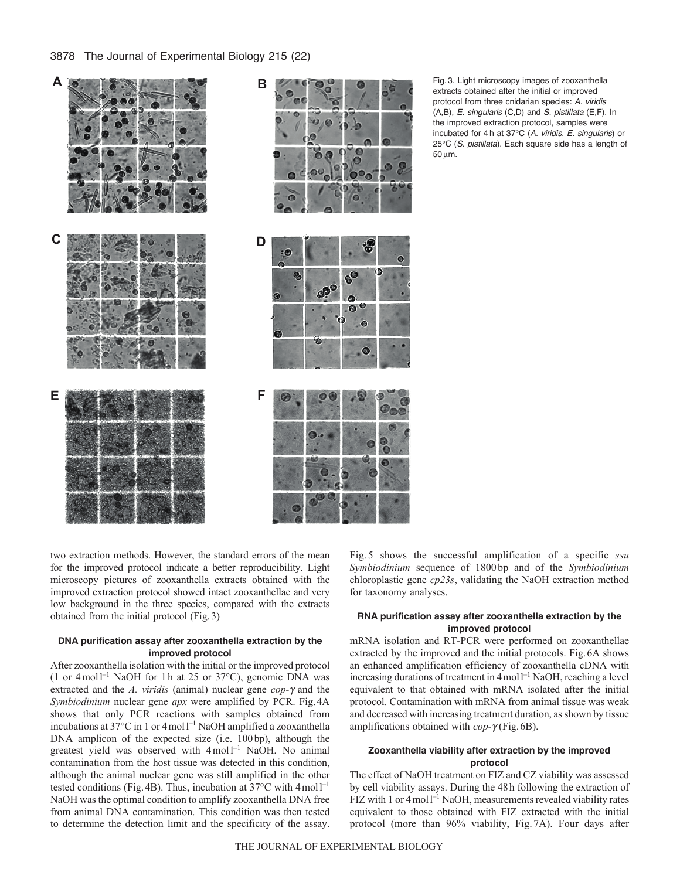Fig. 3. Light microscopy images of zooxanthella extracts obtained after the initial or improved protocol from three cnidarian species: *A. viridis* (A,B), *E. singularis* (C,D) and *S. pistillata* (E,F). In the improved extraction protocol, samples were incubated for 4 h at 37°C (*A. viridis*, *E. singularis*) or 25°C (*S. pistillata*). Each square side has a length of 50 μm.

two extraction methods. However, the standard errors of the mean for the improved protocol indicate a better reproducibility. Light microscopy pictures of zooxanthella extracts obtained with the improved extraction protocol showed intact zooxanthellae and very low background in the three species, compared with the extracts obtained from the initial protocol (Fig. 3)

### DNA purification assay after zooxanthella extraction by the improved protocol

After zooxanthella isolation with the initial or the improved protocol (1 or 4 mol l$^{-1}$ NaOH for 1 h at 25 or 37°C), genomic DNA was extracted and the *A. viridis* (animal) nuclear gene *cop-γ* and the *Symbiodinium* nuclear gene *apx* were amplified by PCR. Fig. 4A shows that only PCR reactions with samples obtained from incubations at 37°C in 1 or 4 mol l$^{-1}$ NaOH amplified a zooxanthella DNA amplicon of the expected size (i.e. 100 bp), although the greatest yield was observed with 4 mol l$^{-1}$ NaOH. No animal contamination from the host tissue was detected in this condition, although the animal nuclear gene was still amplified in the other tested conditions (Fig. 4B). Thus, incubation at 37°C with 4 mol l$^{-1}$ NaOH was the optimal condition to amplify zooxanthella DNA free from animal DNA contamination. This condition was then tested to determine the detection limit and the specificity of the assay. Fig. 5 shows the successful amplification of a specific *ssu Symbiodinium* sequence of 1800 bp and of the *Symbiodinium* chloroplastic gene *cp23s*, validating the NaOH extraction method for taxonomy analyses.

### RNA purification assay after zooxanthella extraction by the improved protocol

mRNA isolation and RT-PCR were performed on zooxanthellae extracted by the improved and the initial protocols. Fig. 6A shows an enhanced amplification efficiency of zooxanthella cDNA with increasing durations of treatment in 4 mol l$^{-1}$ NaOH, reaching a level equivalent to that obtained with mRNA isolated after the initial protocol. Contamination with mRNA from animal tissue was weak and decreased with increasing treatment duration, as shown by tissue amplifications obtained with *cop-γ* (Fig. 6B).

### Zooxanthella viability after extraction by the improved protocol

The effect of NaOH treatment on FIZ and CZ viability was assessed by cell viability assays. During the 48 h following the extraction of FIZ with 1 or 4 mol l$^{-1}$ NaOH, measurements revealed viability rates equivalent to those obtained with FIZ extracted with the initial protocol (more than 96% viability, Fig. 7A). Four days after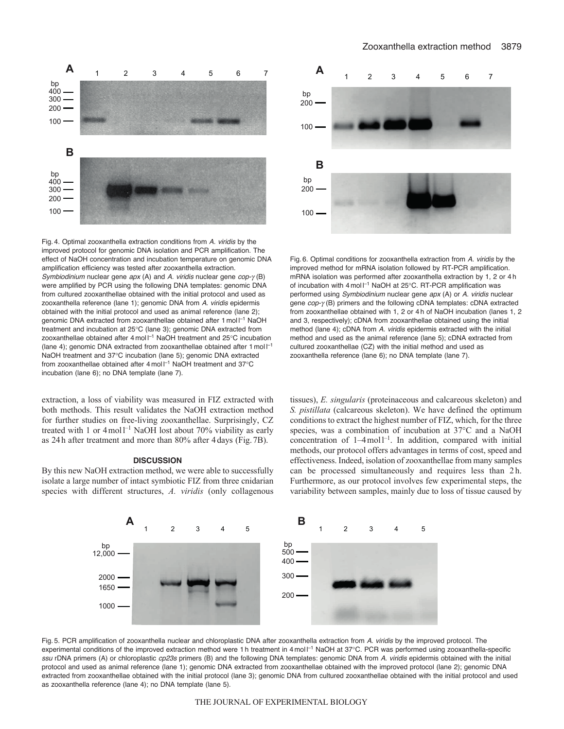Fig. 4. Optimal zooxanthella extraction conditions from *A. viridis* by the improved protocol for genomic DNA isolation and PCR amplification. The effect of NaOH concentration and incubation temperature on genomic DNA amplification efficiency was tested after zooxanthella extraction. *Symbiodinium* nuclear gene *apx* (A) and *A. viridis* nuclear gene *cop-γ* (B) were amplified by PCR using the following DNA templates: genomic DNA from cultured zooxanthellae obtained with the initial protocol and used as zooxanthella reference (lane 1); genomic DNA from *A. viridis* epidermis obtained with the initial protocol and used as animal reference (lane 2); genomic DNA extracted from zooxanthellae obtained after 1 mol l$^{-1}$ NaOH treatment and incubation at 25°C (lane 3); genomic DNA extracted from zooxanthellae obtained after 4 mol l$^{-1}$ NaOH treatment and 25°C incubation (lane 4); genomic DNA extracted from zooxanthellae obtained after 1 mol l$^{-1}$ NaOH treatment and 37°C incubation (lane 5); genomic DNA extracted from zooxanthellae obtained after 4 mol l$^{-1}$ NaOH treatment and 37°C incubation (lane 6); no DNA template (lane 7).

Fig. 6. Optimal conditions for zooxanthella extraction from *A. viridis* by the improved method for mRNA isolation followed by RT-PCR amplification. mRNA isolation was performed after zooxanthella extraction by 1, 2 or 4 h of incubation with 4 mol l$^{-1}$ NaOH at 25°C. RT-PCR amplification was performed using *Symbiodinium* nuclear gene *apx* (A) or *A. viridis* nuclear gene *cop-γ* (B) primers and the following cDNA templates: cDNA extracted from zooxanthellae obtained with 1, 2 or 4 h of NaOH incubation (lanes 1, 2 and 3, respectively); cDNA from zooxanthellae obtained using the initial method (lane 4); cDNA from *A. viridis* epidermis extracted with the initial method and used as the animal reference (lane 5); cDNA extracted from cultured zooxanthellae (CZ) with the initial method and used as zooxanthella reference (lane 6); no DNA template (lane 7).

extraction, a loss of viability was measured in FIZ extracted with both methods. This result validates the NaOH extraction method for further studies on free-living zooxanthellae. Surprisingly, CZ treated with 1 or 4 mol l$^{-1}$ NaOH lost about 70% viability as early as 24 h after treatment and more than 80% after 4 days (Fig. 7B).

## DISCUSSION

By this new NaOH extraction method, we were able to successfully isolate a large number of intact symbiotic FIZ from three cnidarian species with different structures, *A. viridis* (only collagenous tissues), *E. singularis* (proteinaceous and calcareous skeleton) and *S. pistillata* (calcareous skeleton). We have defined the optimum conditions to extract the highest number of FIZ, which, for the three species, was a combination of incubation at 37°C and a NaOH concentration of 1–4 mol l$^{-1}$. In addition, compared with initial methods, our protocol offers advantages in terms of cost, speed and effectiveness. Indeed, isolation of zooxanthellae from many samples can be processed simultaneously and requires less than 2 h. Furthermore, as our protocol involves few experimental steps, the variability between samples, mainly due to loss of tissue caused by

Fig. 5. PCR amplification of zooxanthella nuclear and chloroplastic DNA after zooxanthella extraction from *A. viridis* by the improved protocol. The experimental conditions of the improved extraction method were 1 h treatment in 4 mol l$^{-1}$ NaOH at 37°C. PCR was performed using zooxanthella-specific *ssu* rDNA primers (A) or chloroplastic *cp23s* primers (B) and the following DNA templates: genomic DNA from *A. viridis* epidermis obtained with the initial protocol and used as animal reference (lane 1); genomic DNA extracted from zooxanthellae obtained with the improved protocol (lane 2); genomic DNA extracted from zooxanthellae obtained with the initial protocol (lane 3); genomic DNA from cultured zooxanthellae obtained with the initial protocol and used as zooxanthella reference (lane 4); no DNA template (lane 5).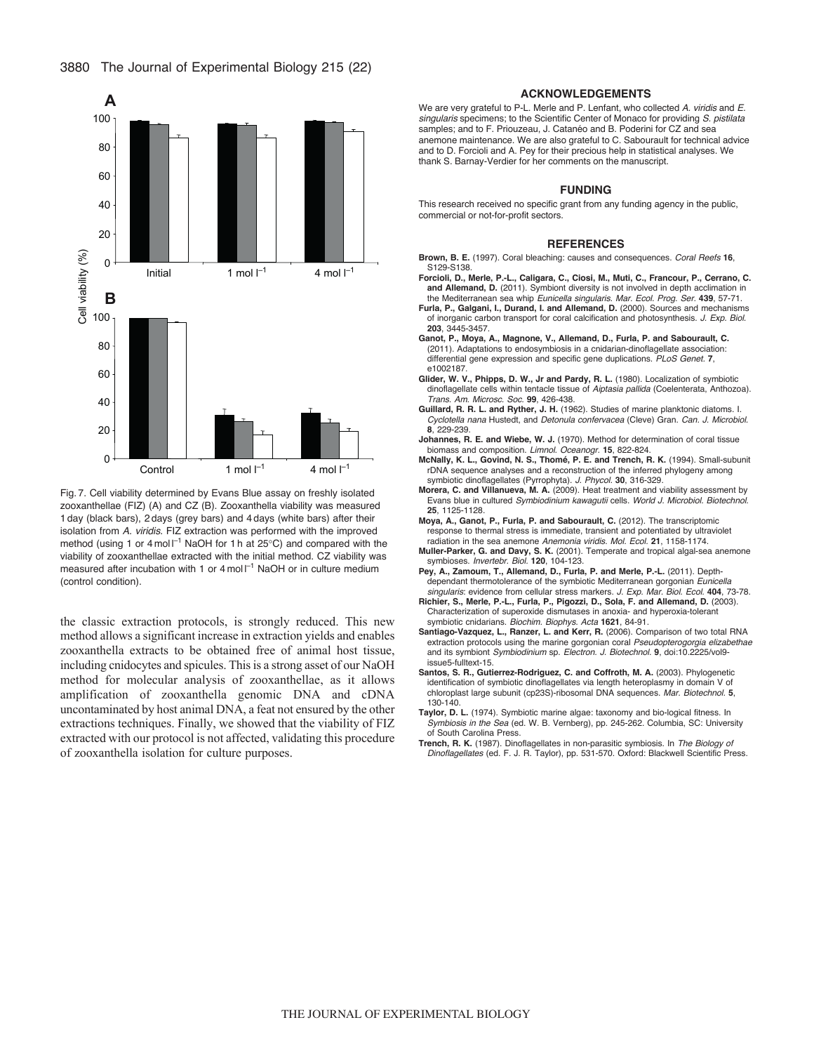A

100
80
60
40
20
0

Initial
1 mol l$^{-1}$
4 mol l$^{-1}$

Cell viability (%)

B

100
80
60
40
20
0

Control
1 mol l$^{-1}$
4 mol l$^{-1}$

Fig. 7. Cell viability determined by Evans Blue assay on freshly isolated zooxanthellae (FIZ) (A) and CZ (B). Zooxanthella viability was measured 1 day (black bars), 2 days (grey bars) and 4 days (white bars) after their isolation from *A. viridis*. FIZ extraction was performed with the improved method (using 1 or 4 mol l$^{-1}$ NaOH for 1 h at 25°C) and compared with the viability of zooxanthellae extracted with the initial method. CZ viability was measured after incubation with 1 or 4 mol l$^{-1}$ NaOH or in culture medium (control condition).

the classic extraction protocols, is strongly reduced. This new method allows a significant increase in extraction yields and enables zooxanthella extracts to be obtained free of animal host tissue, including cnidocytes and spicules. This is a strong asset of our NaOH method for molecular analysis of zooxanthellae, as it allows amplification of zooxanthella genomic DNA and cDNA uncontaminated by host animal DNA, a feat not ensured by the other extractions techniques. Finally, we showed that the viability of FIZ extracted with our protocol is not affected, validating this procedure of zooxanthella isolation for culture purposes.

## ACKNOWLEDGEMENTS

We are very grateful to P-L. Merle and P. Lenfant, who collected *A. viridis* and *E. singularis* specimens; to the Scientific Center of Monaco for providing *S. pistilata* samples; and to F. Priouzeau, J. Catanéo and B. Poderini for CZ and sea anemone maintenance. We are also grateful to C. Sabourault for technical advice and to D. Forcioli and A. Pey for their precious help in statistical analyses. We thank S. Barnay-Verdier for her comments on the manuscript.

## FUNDING

This research received no specific grant from any funding agency in the public, commercial or not-for-profit sectors.

## REFERENCES

**Brown, B. E.** (1997). Coral bleaching: causes and consequences. *Coral Reefs* **16**, S129-S138.

**Forcioli, D., Merle, P.-L., Caligara, C., Ciosi, M., Muti, C., Francour, P., Cerrano, C. and Allemand, D.** (2011). Symbiont diversity is not involved in depth acclimation in the Mediterranean sea whip *Eunicella singularis*. *Mar. Ecol. Prog. Ser.* **439**, 57-71.

**Furla, P., Galgani, I., Durand, I. and Allemand, D.** (2000). Sources and mechanisms of inorganic carbon transport for coral calcification and photosynthesis. *J. Exp. Biol.* **203**, 3445-3457.

**Ganot, P., Moya, A., Magnone, V., Allemand, D., Furla, P. and Sabourault, C.** (2011). Adaptations to endosymbiosis in a cnidarian-dinoflagellate association: differential gene expression and specific gene duplications. *PLoS Genet.* **7**, e1002187.

**Glider, W. V., Phipps, D. W., Jr and Pardy, R. L.** (1980). Localization of symbiotic dinoflagellate cells within tentacle tissue of *Aiptasia pallida* (Coelenterata, Anthozoa). *Trans. Am. Microsc. Soc.* **99**, 426-438.

**Guillard, R. R. L. and Ryther, J. H.** (1962). Studies of marine planktonic diatoms. I. *Cyclotella nana* Hustedt, and *Detonula confervacea* (Cleve) Gran. *Can. J. Microbiol.* **8**, 229-239.

**Johannes, R. E. and Wiebe, W. J.** (1970). Method for determination of coral tissue biomass and composition. *Limnol. Oceanogr.* **15**, 822-824.

**McNally, K. L., Govind, N. S., Thomé, P. E. and Trench, R. K.** (1994). Small-subunit rDNA sequence analyses and a reconstruction of the inferred phylogeny among symbiotic dinoflagellates (Pyrrophyta). *J. Phycol.* **30**, 316-329.

**Morera, C. and Villanueva, M. A.** (2009). Heat treatment and viability assessment by Evans blue in cultured *Symbiodinium kawagutii* cells. *World J. Microbiol. Biotechnol.* **25**, 1125-1128.

**Moya, A., Ganot, P., Furla, P. and Sabourault, C.** (2012). The transcriptomic response to thermal stress is immediate, transient and potentiated by ultraviolet radiation in the sea anemone *Anemonia viridis*. *Mol. Ecol.* **21**, 1158-1174.

**Muller-Parker, G. and Davy, S. K.** (2001). Temperate and tropical algal-sea anemone symbioses. *Invertebr. Biol.* **120**, 104-123.

**Pey, A., Zamoum, T., Allemand, D., Furla, P. and Merle, P.-L.** (2011). Depth-dependant thermotolerance of the symbiotic Mediterranean gorgonian *Eunicella singularis*: evidence from cellular stress markers. *J. Exp. Mar. Biol. Ecol.* **404**, 73-78.

**Richier, S., Merle, P.-L., Furla, P., Pigozzi, D., Sola, F. and Allemand, D.** (2003). Characterization of superoxide dismutases in anoxia- and hyperoxia-tolerant symbiotic cnidarians. *Biochim. Biophys. Acta* **1621**, 84-91.

**Santiago-Vazquez, L., Ranzer, L. and Kerr, R.** (2006). Comparison of two total RNA extraction protocols using the marine gorgonian coral *Pseudopterogorgia elizabethae* and its symbiont *Symbiodinium* sp. *Electron. J. Biotechnol.* **9**, doi:10.2225/vol9-issue5-fulltext-15.

**Santos, S. R., Gutierrez-Rodriguez, C. and Coffroth, M. A.** (2003). Phylogenetic identification of symbiotic dinoflagellates via length heteroplasmy in domain V of chloroplast large subunit (cp23S)-ribosomal DNA sequences. *Mar. Biotechnol.* **5**, 130-140.

**Taylor, D. L.** (1974). Symbiotic marine algae: taxonomy and bio-logical fitness. In *Symbiosis in the Sea* (ed. W. B. Vernberg), pp. 245-262. Columbia, SC: University of South Carolina Press.

**Trench, R. K.** (1987). Dinoflagellates in non-parasitic symbiosis. In *The Biology of Dinoflagellates* (ed. F. J. R. Taylor), pp. 531-570. Oxford: Blackwell Scientific Press.